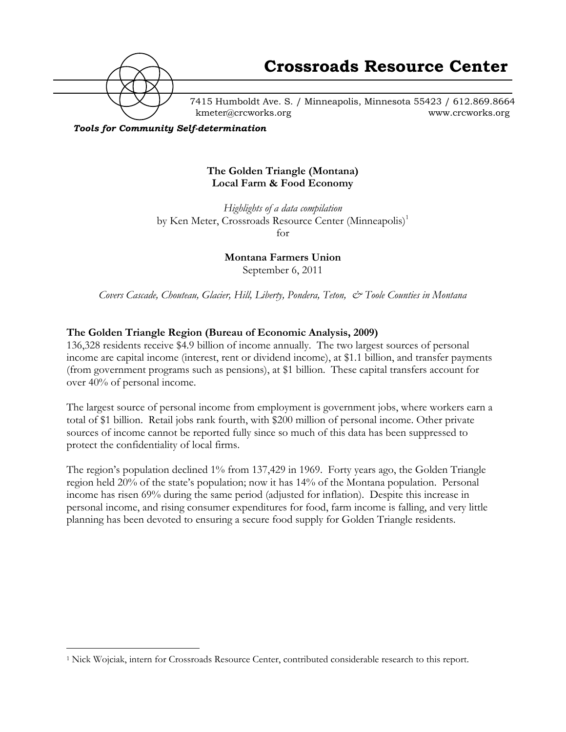# Crossroads Resource Center

7415 Humboldt Ave. S. / Minneapolis, Minnesota 55423 / 612.869.8664
kmeter@crcworks.org www.crcworks.org

***Tools for Community Self-determination***

**The Golden Triangle (Montana)**
**Local Farm & Food Economy**

*Highlights of a data compilation*
by Ken Meter, Crossroads Resource Center (Minneapolis)[1]
for

**Montana Farmers Union**
September 6, 2011

*Covers Cascade, Chouteau, Glacier, Hill, Liberty, Pondera, Teton, & Toole Counties in Montana*

### The Golden Triangle Region (Bureau of Economic Analysis, 2009)

136,328 residents receive $4.9 billion of income annually. The two largest sources of personal income are capital income (interest, rent or dividend income), at $1.1 billion, and transfer payments (from government programs such as pensions), at $1 billion. These capital transfers account for over 40% of personal income.

The largest source of personal income from employment is government jobs, where workers earn a total of $1 billion. Retail jobs rank fourth, with $200 million of personal income. Other private sources of income cannot be reported fully since so much of this data has been suppressed to protect the confidentiality of local firms.

The region's population declined 1% from 137,429 in 1969. Forty years ago, the Golden Triangle region held 20% of the state's population; now it has 14% of the Montana population. Personal income has risen 69% during the same period (adjusted for inflation). Despite this increase in personal income, and rising consumer expenditures for food, farm income is falling, and very little planning has been devoted to ensuring a secure food supply for Golden Triangle residents.

---

[1] Nick Wojciak, intern for Crossroads Resource Center, contributed considerable research to this report.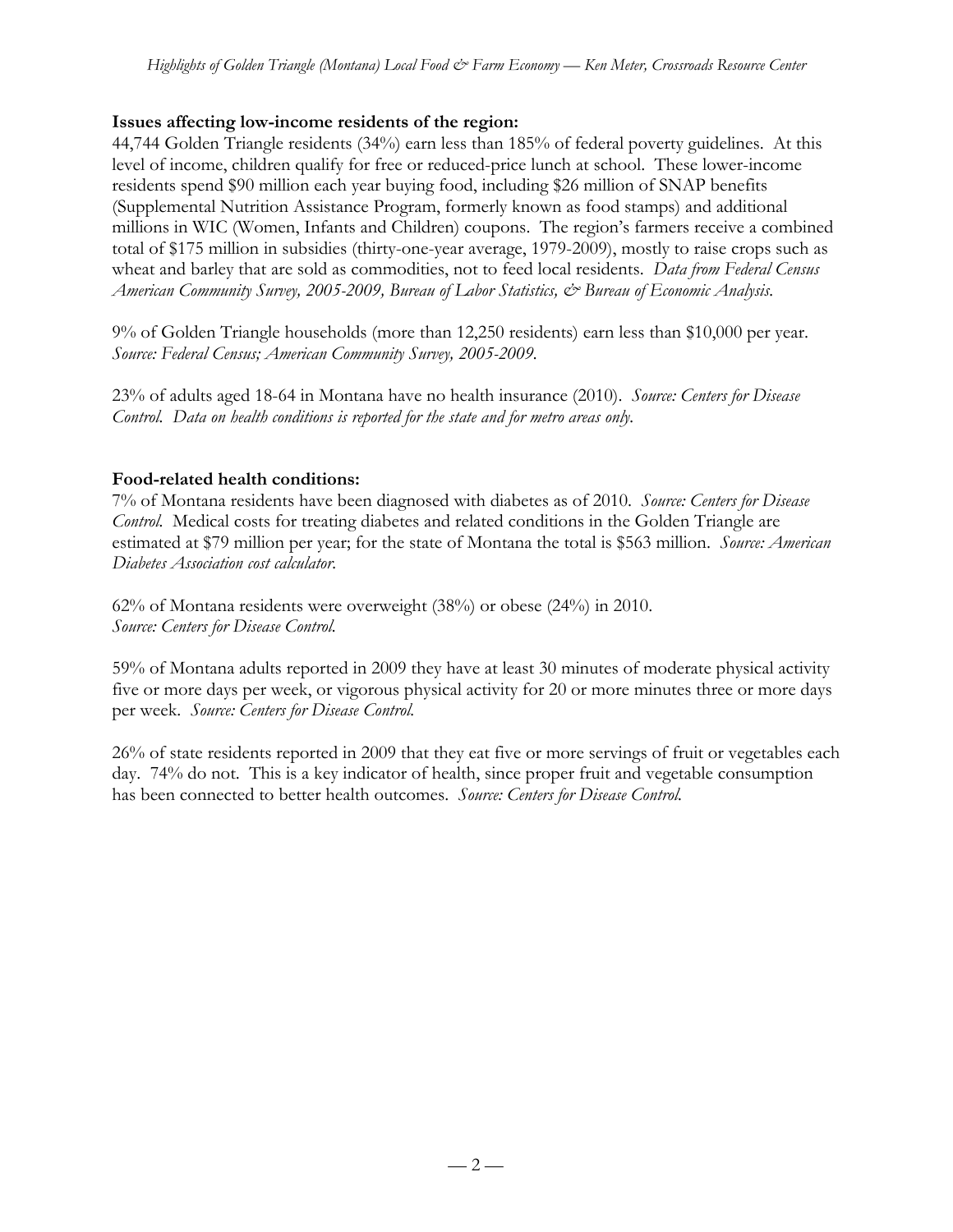**Issues affecting low-income residents of the region:**

44,744 Golden Triangle residents (34%) earn less than 185% of federal poverty guidelines. At this level of income, children qualify for free or reduced-price lunch at school. These lower-income residents spend $90 million each year buying food, including $26 million of SNAP benefits (Supplemental Nutrition Assistance Program, formerly known as food stamps) and additional millions in WIC (Women, Infants and Children) coupons. The region's farmers receive a combined total of $175 million in subsidies (thirty-one-year average, 1979-2009), mostly to raise crops such as wheat and barley that are sold as commodities, not to feed local residents. *Data from Federal Census American Community Survey, 2005-2009, Bureau of Labor Statistics, & Bureau of Economic Analysis.*

9% of Golden Triangle households (more than 12,250 residents) earn less than $10,000 per year. *Source: Federal Census; American Community Survey, 2005-2009.*

23% of adults aged 18-64 in Montana have no health insurance (2010). *Source: Centers for Disease Control. Data on health conditions is reported for the state and for metro areas only.*

**Food-related health conditions:**

7% of Montana residents have been diagnosed with diabetes as of 2010. *Source: Centers for Disease Control.* Medical costs for treating diabetes and related conditions in the Golden Triangle are estimated at $79 million per year; for the state of Montana the total is $563 million. *Source: American Diabetes Association cost calculator.*

62% of Montana residents were overweight (38%) or obese (24%) in 2010.
*Source: Centers for Disease Control.*

59% of Montana adults reported in 2009 they have at least 30 minutes of moderate physical activity five or more days per week, or vigorous physical activity for 20 or more minutes three or more days per week. *Source: Centers for Disease Control.*

26% of state residents reported in 2009 that they eat five or more servings of fruit or vegetables each day. 74% do not. This is a key indicator of health, since proper fruit and vegetable consumption has been connected to better health outcomes. *Source: Centers for Disease Control.*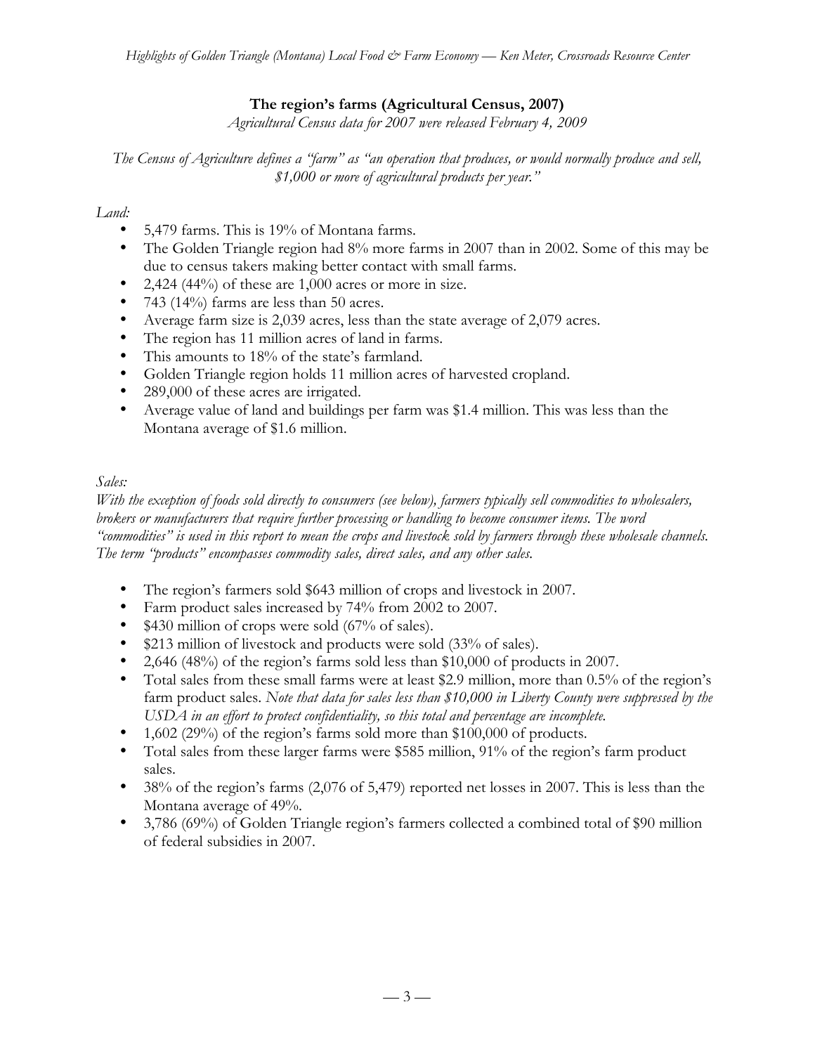## The region's farms (Agricultural Census, 2007)

*Agricultural Census data for 2007 were released February 4, 2009*

*The Census of Agriculture defines a "farm" as "an operation that produces, or would normally produce and sell, $1,000 or more of agricultural products per year."*

*Land:*

- 5,479 farms. This is 19% of Montana farms.
- The Golden Triangle region had 8% more farms in 2007 than in 2002. Some of this may be due to census takers making better contact with small farms.
- 2,424 (44%) of these are 1,000 acres or more in size.
- 743 (14%) farms are less than 50 acres.
- Average farm size is 2,039 acres, less than the state average of 2,079 acres.
- The region has 11 million acres of land in farms.
- This amounts to 18% of the state's farmland.
- Golden Triangle region holds 11 million acres of harvested cropland.
- 289,000 of these acres are irrigated.
- Average value of land and buildings per farm was $1.4 million. This was less than the Montana average of $1.6 million.

*Sales:*

*With the exception of foods sold directly to consumers (see below), farmers typically sell commodities to wholesalers, brokers or manufacturers that require further processing or handling to become consumer items. The word "commodities" is used in this report to mean the crops and livestock sold by farmers through these wholesale channels. The term "products" encompasses commodity sales, direct sales, and any other sales.*

- The region's farmers sold $643 million of crops and livestock in 2007.
- Farm product sales increased by 74% from 2002 to 2007.
- $430 million of crops were sold (67% of sales).
- $213 million of livestock and products were sold (33% of sales).
- 2,646 (48%) of the region's farms sold less than $10,000 of products in 2007.
- Total sales from these small farms were at least $2.9 million, more than 0.5% of the region's farm product sales. *Note that data for sales less than $10,000 in Liberty County were suppressed by the USDA in an effort to protect confidentiality, so this total and percentage are incomplete.*
- 1,602 (29%) of the region's farms sold more than $100,000 of products.
- Total sales from these larger farms were $585 million, 91% of the region's farm product sales.
- 38% of the region's farms (2,076 of 5,479) reported net losses in 2007. This is less than the Montana average of 49%.
- 3,786 (69%) of Golden Triangle region's farmers collected a combined total of $90 million of federal subsidies in 2007.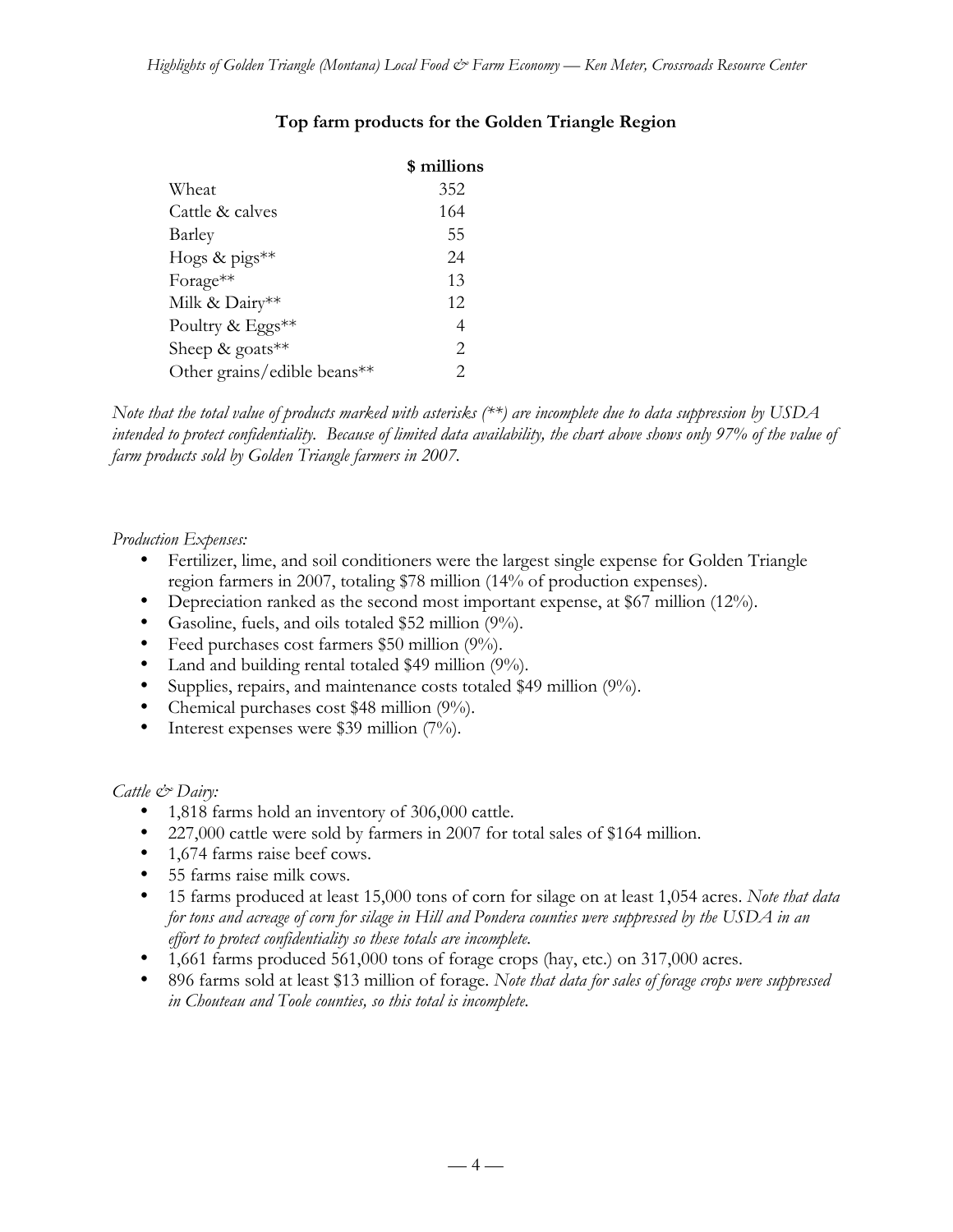## Top farm products for the Golden Triangle Region

| | $ millions |
|---|---|
| Wheat | 352 |
| Cattle & calves | 164 |
| Barley | 55 |
| Hogs & pigs** | 24 |
| Forage** | 13 |
| Milk & Dairy** | 12 |
| Poultry & Eggs** | 4 |
| Sheep & goats** | 2 |
| Other grains/edible beans** | 2 |

*Note that the total value of products marked with asterisks (**) are incomplete due to data suppression by USDA intended to protect confidentiality. Because of limited data availability, the chart above shows only 97% of the value of farm products sold by Golden Triangle farmers in 2007.*

*Production Expenses:*

- Fertilizer, lime, and soil conditioners were the largest single expense for Golden Triangle region farmers in 2007, totaling $78 million (14% of production expenses).
- Depreciation ranked as the second most important expense, at $67 million (12%).
- Gasoline, fuels, and oils totaled $52 million (9%).
- Feed purchases cost farmers $50 million (9%).
- Land and building rental totaled $49 million (9%).
- Supplies, repairs, and maintenance costs totaled $49 million (9%).
- Chemical purchases cost $48 million (9%).
- Interest expenses were $39 million (7%).

*Cattle & Dairy:*

- 1,818 farms hold an inventory of 306,000 cattle.
- 227,000 cattle were sold by farmers in 2007 for total sales of $164 million.
- 1,674 farms raise beef cows.
- 55 farms raise milk cows.
- 15 farms produced at least 15,000 tons of corn for silage on at least 1,054 acres. *Note that data for tons and acreage of corn for silage in Hill and Pondera counties were suppressed by the USDA in an effort to protect confidentiality so these totals are incomplete.*
- 1,661 farms produced 561,000 tons of forage crops (hay, etc.) on 317,000 acres.
- 896 farms sold at least $13 million of forage. *Note that data for sales of forage crops were suppressed in Chouteau and Toole counties, so this total is incomplete.*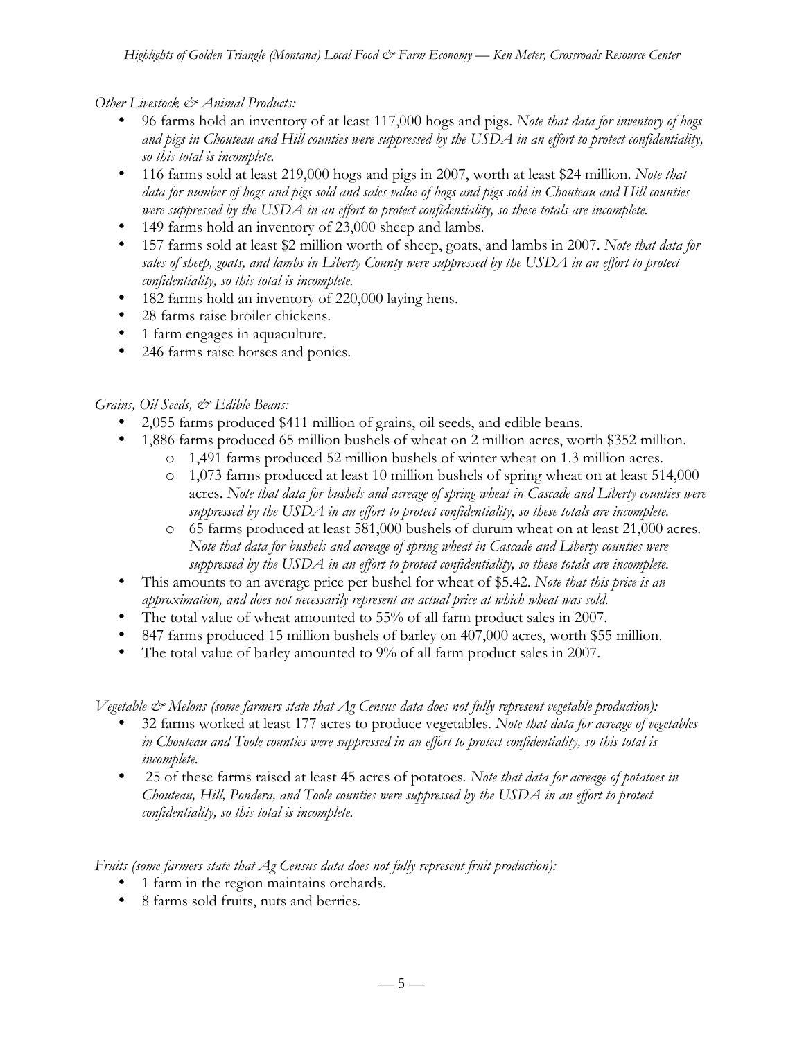*Other Livestock & Animal Products:*

- 96 farms hold an inventory of at least 117,000 hogs and pigs. *Note that data for inventory of hogs and pigs in Chouteau and Hill counties were suppressed by the USDA in an effort to protect confidentiality, so this total is incomplete.*
- 116 farms sold at least 219,000 hogs and pigs in 2007, worth at least $24 million. *Note that data for number of hogs and pigs sold and sales value of hogs and pigs sold in Chouteau and Hill counties were suppressed by the USDA in an effort to protect confidentiality, so these totals are incomplete.*
- 149 farms hold an inventory of 23,000 sheep and lambs.
- 157 farms sold at least $2 million worth of sheep, goats, and lambs in 2007. *Note that data for sales of sheep, goats, and lambs in Liberty County were suppressed by the USDA in an effort to protect confidentiality, so this total is incomplete.*
- 182 farms hold an inventory of 220,000 laying hens.
- 28 farms raise broiler chickens.
- 1 farm engages in aquaculture.
- 246 farms raise horses and ponies.

*Grains, Oil Seeds, & Edible Beans:*

- 2,055 farms produced $411 million of grains, oil seeds, and edible beans.
- 1,886 farms produced 65 million bushels of wheat on 2 million acres, worth $352 million.
    - 1,491 farms produced 52 million bushels of winter wheat on 1.3 million acres.
    - 1,073 farms produced at least 10 million bushels of spring wheat on at least 514,000 acres. *Note that data for bushels and acreage of spring wheat in Cascade and Liberty counties were suppressed by the USDA in an effort to protect confidentiality, so these totals are incomplete.*
    - 65 farms produced at least 581,000 bushels of durum wheat on at least 21,000 acres. *Note that data for bushels and acreage of spring wheat in Cascade and Liberty counties were suppressed by the USDA in an effort to protect confidentiality, so these totals are incomplete.*
- This amounts to an average price per bushel for wheat of $5.42. *Note that this price is an approximation, and does not necessarily represent an actual price at which wheat was sold.*
- The total value of wheat amounted to 55% of all farm product sales in 2007.
- 847 farms produced 15 million bushels of barley on 407,000 acres, worth $55 million.
- The total value of barley amounted to 9% of all farm product sales in 2007.

*Vegetable & Melons (some farmers state that Ag Census data does not fully represent vegetable production):*

- 32 farms worked at least 177 acres to produce vegetables. *Note that data for acreage of vegetables in Chouteau and Toole counties were suppressed in an effort to protect confidentiality, so this total is incomplete.*
- 25 of these farms raised at least 45 acres of potatoes. *Note that data for acreage of potatoes in Chouteau, Hill, Pondera, and Toole counties were suppressed by the USDA in an effort to protect confidentiality, so this total is incomplete.*

*Fruits (some farmers state that Ag Census data does not fully represent fruit production):*

- 1 farm in the region maintains orchards.
- 8 farms sold fruits, nuts and berries.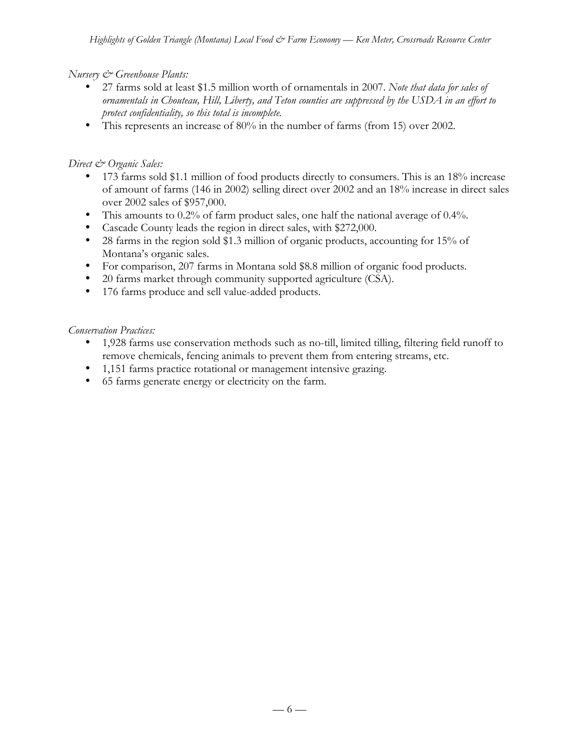*Nursery & Greenhouse Plants:*

- 27 farms sold at least $1.5 million worth of ornamentals in 2007. *Note that data for sales of ornamentals in Chouteau, Hill, Liberty, and Teton counties are suppressed by the USDA in an effort to protect confidentiality, so this total is incomplete.*
- This represents an increase of 80% in the number of farms (from 15) over 2002.

*Direct & Organic Sales:*

- 173 farms sold $1.1 million of food products directly to consumers. This is an 18% increase of amount of farms (146 in 2002) selling direct over 2002 and an 18% increase in direct sales over 2002 sales of $957,000.
- This amounts to 0.2% of farm product sales, one half the national average of 0.4%.
- Cascade County leads the region in direct sales, with $272,000.
- 28 farms in the region sold $1.3 million of organic products, accounting for 15% of Montana's organic sales.
- For comparison, 207 farms in Montana sold $8.8 million of organic food products.
- 20 farms market through community supported agriculture (CSA).
- 176 farms produce and sell value-added products.

*Conservation Practices:*

- 1,928 farms use conservation methods such as no-till, limited tilling, filtering field runoff to remove chemicals, fencing animals to prevent them from entering streams, etc.
- 1,151 farms practice rotational or management intensive grazing.
- 65 farms generate energy or electricity on the farm.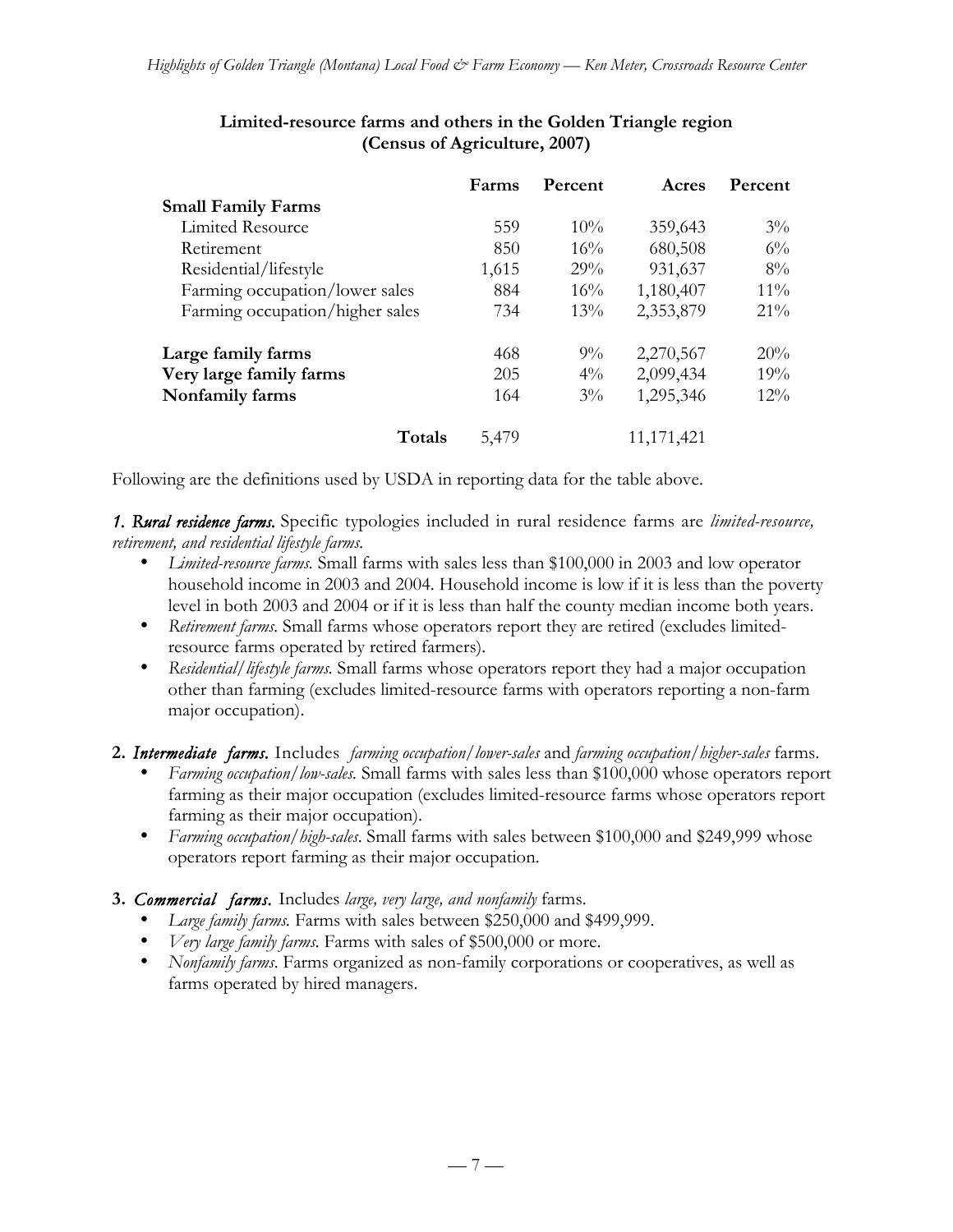**Limited-resource farms and others in the Golden Triangle region (Census of Agriculture, 2007)**

| | Farms | Percent | Acres | Percent |
|---|---|---|---|---|
| **Small Family Farms** | | | | |
| Limited Resource | 559 | 10% | 359,643 | 3% |
| Retirement | 850 | 16% | 680,508 | 6% |
| Residential/lifestyle | 1,615 | 29% | 931,637 | 8% |
| Farming occupation/lower sales | 884 | 16% | 1,180,407 | 11% |
| Farming occupation/higher sales | 734 | 13% | 2,353,879 | 21% |
| **Large family farms** | 468 | 9% | 2,270,567 | 20% |
| **Very large family farms** | 205 | 4% | 2,099,434 | 19% |
| **Nonfamily farms** | 164 | 3% | 1,295,346 | 12% |
| **Totals** | 5,479 | | 11,171,421 | |

Following are the definitions used by USDA in reporting data for the table above.

***1. Rural residence farms.*** Specific typologies included in rural residence farms are *limited-resource, retirement, and residential lifestyle farms*.

- *Limited-resource farms.* Small farms with sales less than $100,000 in 2003 and low operator household income in 2003 and 2004. Household income is low if it is less than the poverty level in both 2003 and 2004 or if it is less than half the county median income both years.
- *Retirement farms.* Small farms whose operators report they are retired (excludes limited-resource farms operated by retired farmers).
- *Residential/lifestyle farms.* Small farms whose operators report they had a major occupation other than farming (excludes limited-resource farms with operators reporting a non-farm major occupation).

**2.** ***Intermediate farms.*** Includes *farming occupation/lower-sales* and *farming occupation/higher-sales* farms.

- *Farming occupation/low-sales.* Small farms with sales less than $100,000 whose operators report farming as their major occupation (excludes limited-resource farms whose operators report farming as their major occupation).
- *Farming occupation/high-sales*. Small farms with sales between $100,000 and $249,999 whose operators report farming as their major occupation.

**3.** ***Commercial farms.*** Includes *large, very large, and nonfamily* farms.

- *Large family farms.* Farms with sales between $250,000 and $499,999.
- *Very large family farms.* Farms with sales of $500,000 or more.
- *Nonfamily farms*. Farms organized as non-family corporations or cooperatives, as well as farms operated by hired managers.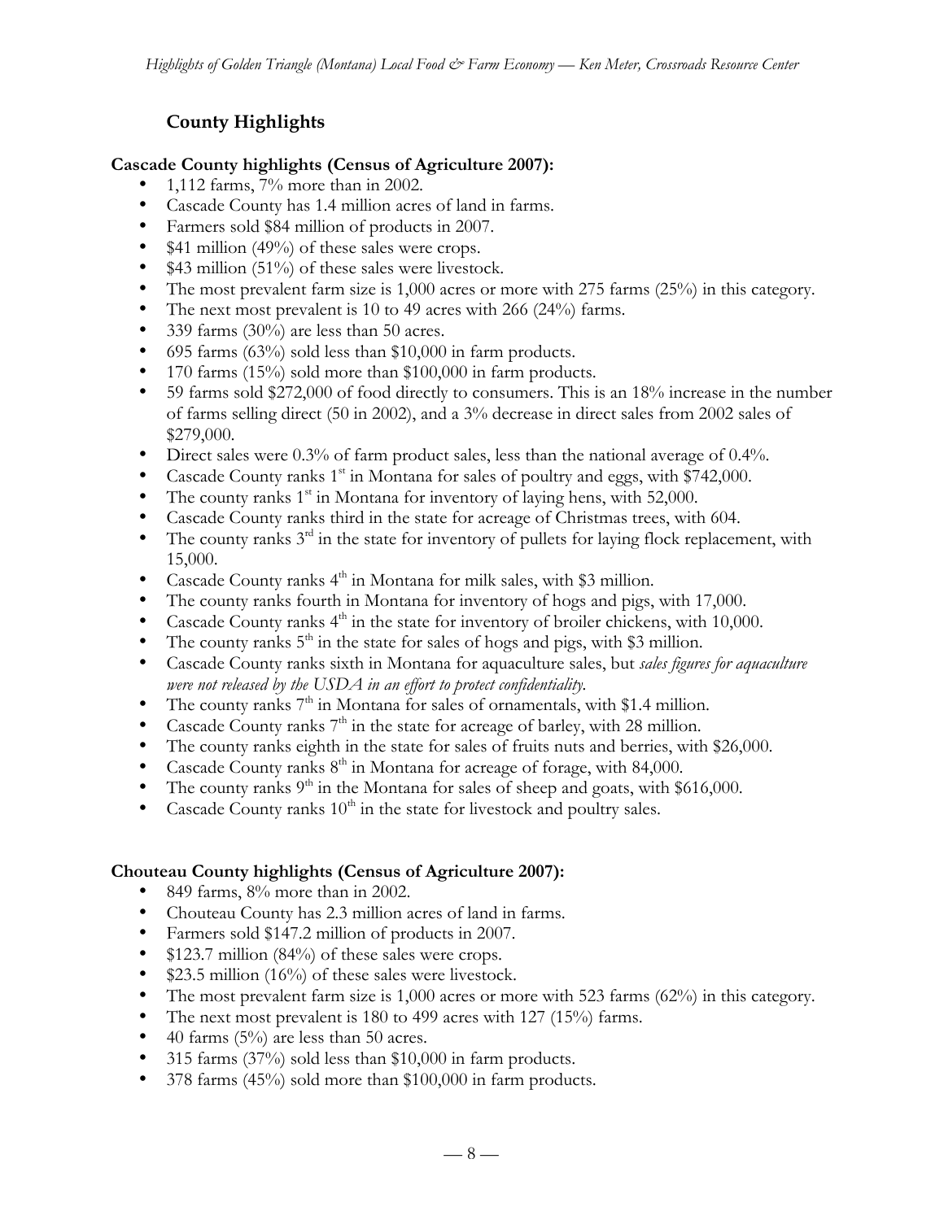## County Highlights

**Cascade County highlights (Census of Agriculture 2007):**

- 1,112 farms, 7% more than in 2002.
- Cascade County has 1.4 million acres of land in farms.
- Farmers sold $84 million of products in 2007.
- $41 million (49%) of these sales were crops.
- $43 million (51%) of these sales were livestock.
- The most prevalent farm size is 1,000 acres or more with 275 farms (25%) in this category.
- The next most prevalent is 10 to 49 acres with 266 (24%) farms.
- 339 farms (30%) are less than 50 acres.
- 695 farms (63%) sold less than $10,000 in farm products.
- 170 farms (15%) sold more than $100,000 in farm products.
- 59 farms sold $272,000 of food directly to consumers. This is an 18% increase in the number of farms selling direct (50 in 2002), and a 3% decrease in direct sales from 2002 sales of $279,000.
- Direct sales were 0.3% of farm product sales, less than the national average of 0.4%.
- Cascade County ranks 1st in Montana for sales of poultry and eggs, with $742,000.
- The county ranks 1st in Montana for inventory of laying hens, with 52,000.
- Cascade County ranks third in the state for acreage of Christmas trees, with 604.
- The county ranks 3rd in the state for inventory of pullets for laying flock replacement, with 15,000.
- Cascade County ranks 4th in Montana for milk sales, with $3 million.
- The county ranks fourth in Montana for inventory of hogs and pigs, with 17,000.
- Cascade County ranks 4th in the state for inventory of broiler chickens, with 10,000.
- The county ranks 5th in the state for sales of hogs and pigs, with $3 million.
- Cascade County ranks sixth in Montana for aquaculture sales, but *sales figures for aquaculture were not released by the USDA in an effort to protect confidentiality.*
- The county ranks 7th in Montana for sales of ornamentals, with $1.4 million.
- Cascade County ranks 7th in the state for acreage of barley, with 28 million.
- The county ranks eighth in the state for sales of fruits nuts and berries, with $26,000.
- Cascade County ranks 8th in Montana for acreage of forage, with 84,000.
- The county ranks 9th in the Montana for sales of sheep and goats, with $616,000.
- Cascade County ranks 10th in the state for livestock and poultry sales.

**Chouteau County highlights (Census of Agriculture 2007):**

- 849 farms, 8% more than in 2002.
- Chouteau County has 2.3 million acres of land in farms.
- Farmers sold $147.2 million of products in 2007.
- $123.7 million (84%) of these sales were crops.
- $23.5 million (16%) of these sales were livestock.
- The most prevalent farm size is 1,000 acres or more with 523 farms (62%) in this category.
- The next most prevalent is 180 to 499 acres with 127 (15%) farms.
- 40 farms (5%) are less than 50 acres.
- 315 farms (37%) sold less than $10,000 in farm products.
- 378 farms (45%) sold more than $100,000 in farm products.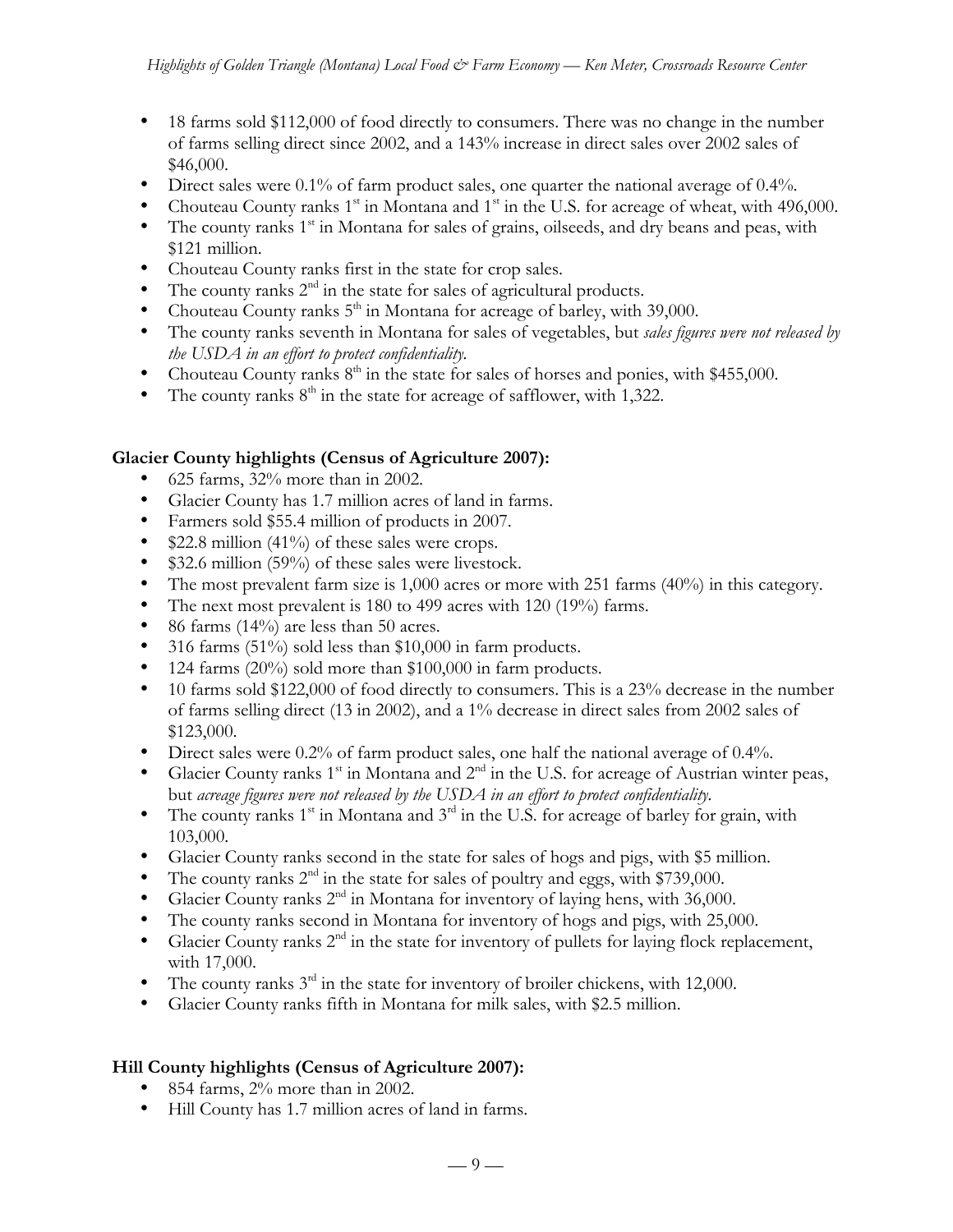- 18 farms sold $112,000 of food directly to consumers. There was no change in the number of farms selling direct since 2002, and a 143% increase in direct sales over 2002 sales of $46,000.
- Direct sales were 0.1% of farm product sales, one quarter the national average of 0.4%.
- Chouteau County ranks 1st in Montana and 1st in the U.S. for acreage of wheat, with 496,000.
- The county ranks 1st in Montana for sales of grains, oilseeds, and dry beans and peas, with $121 million.
- Chouteau County ranks first in the state for crop sales.
- The county ranks 2nd in the state for sales of agricultural products.
- Chouteau County ranks 5th in Montana for acreage of barley, with 39,000.
- The county ranks seventh in Montana for sales of vegetables, but *sales figures were not released by the USDA in an effort to protect confidentiality.*
- Chouteau County ranks 8th in the state for sales of horses and ponies, with $455,000.
- The county ranks 8th in the state for acreage of safflower, with 1,322.

### Glacier County highlights (Census of Agriculture 2007):

- 625 farms, 32% more than in 2002.
- Glacier County has 1.7 million acres of land in farms.
- Farmers sold $55.4 million of products in 2007.
- $22.8 million (41%) of these sales were crops.
- $32.6 million (59%) of these sales were livestock.
- The most prevalent farm size is 1,000 acres or more with 251 farms (40%) in this category.
- The next most prevalent is 180 to 499 acres with 120 (19%) farms.
- 86 farms (14%) are less than 50 acres.
- 316 farms (51%) sold less than $10,000 in farm products.
- 124 farms (20%) sold more than $100,000 in farm products.
- 10 farms sold $122,000 of food directly to consumers. This is a 23% decrease in the number of farms selling direct (13 in 2002), and a 1% decrease in direct sales from 2002 sales of $123,000.
- Direct sales were 0.2% of farm product sales, one half the national average of 0.4%.
- Glacier County ranks 1st in Montana and 2nd in the U.S. for acreage of Austrian winter peas, but *acreage figures were not released by the USDA in an effort to protect confidentiality.*
- The county ranks 1st in Montana and 3rd in the U.S. for acreage of barley for grain, with 103,000.
- Glacier County ranks second in the state for sales of hogs and pigs, with $5 million.
- The county ranks 2nd in the state for sales of poultry and eggs, with $739,000.
- Glacier County ranks 2nd in Montana for inventory of laying hens, with 36,000.
- The county ranks second in Montana for inventory of hogs and pigs, with 25,000.
- Glacier County ranks 2nd in the state for inventory of pullets for laying flock replacement, with 17,000.
- The county ranks 3rd in the state for inventory of broiler chickens, with 12,000.
- Glacier County ranks fifth in Montana for milk sales, with $2.5 million.

### Hill County highlights (Census of Agriculture 2007):

- 854 farms, 2% more than in 2002.
- Hill County has 1.7 million acres of land in farms.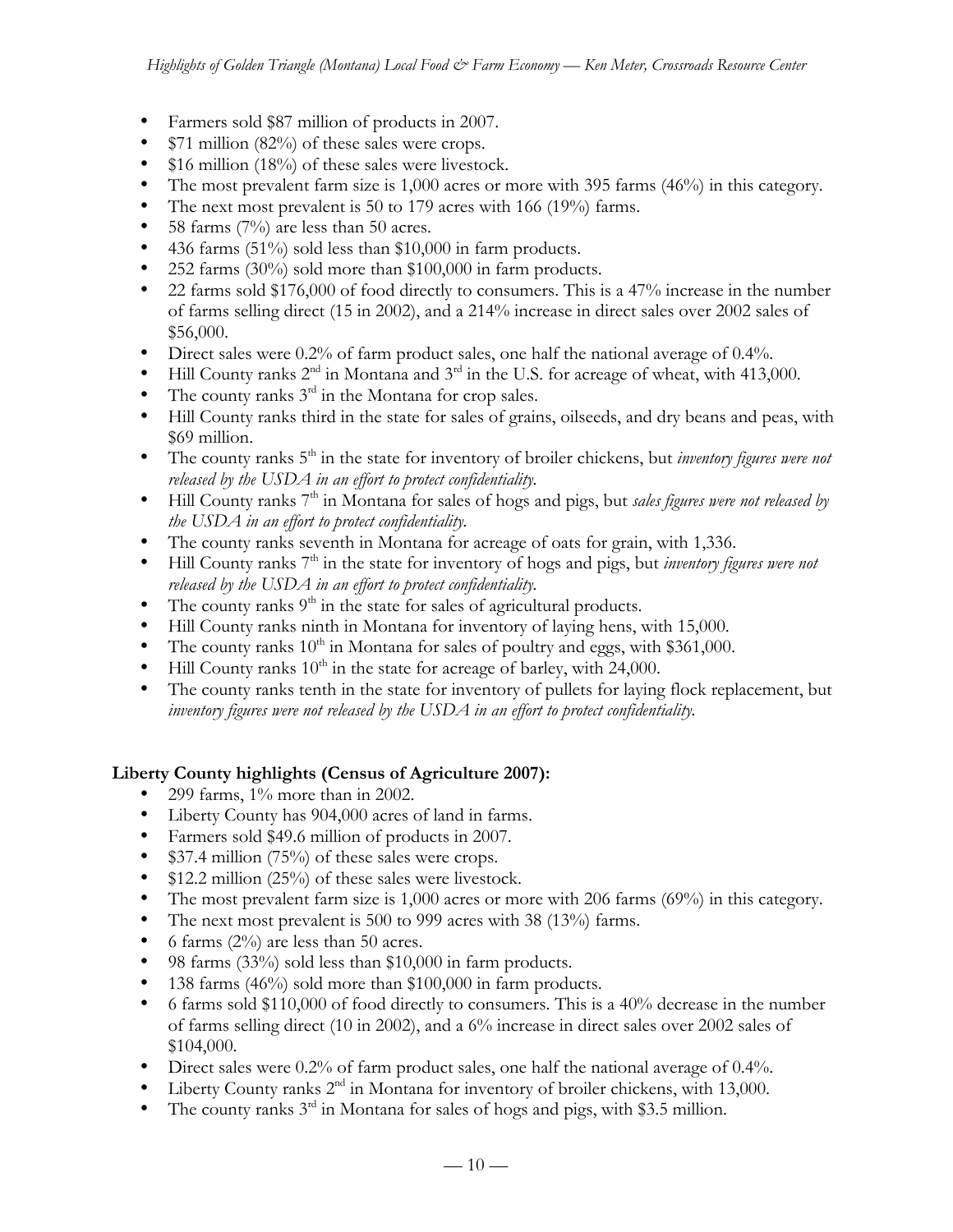- Farmers sold \$87 million of products in 2007.
- \$71 million (82%) of these sales were crops.
- \$16 million (18%) of these sales were livestock.
- The most prevalent farm size is 1,000 acres or more with 395 farms (46%) in this category.
- The next most prevalent is 50 to 179 acres with 166 (19%) farms.
- 58 farms (7%) are less than 50 acres.
- 436 farms (51%) sold less than \$10,000 in farm products.
- 252 farms (30%) sold more than \$100,000 in farm products.
- 22 farms sold \$176,000 of food directly to consumers. This is a 47% increase in the number of farms selling direct (15 in 2002), and a 214% increase in direct sales over 2002 sales of \$56,000.
- Direct sales were 0.2% of farm product sales, one half the national average of 0.4%.
- Hill County ranks 2nd in Montana and 3rd in the U.S. for acreage of wheat, with 413,000.
- The county ranks 3rd in the Montana for crop sales.
- Hill County ranks third in the state for sales of grains, oilseeds, and dry beans and peas, with \$69 million.
- The county ranks 5th in the state for inventory of broiler chickens, but *inventory figures were not released by the USDA in an effort to protect confidentiality.*
- Hill County ranks 7th in Montana for sales of hogs and pigs, but *sales figures were not released by the USDA in an effort to protect confidentiality.*
- The county ranks seventh in Montana for acreage of oats for grain, with 1,336.
- Hill County ranks 7th in the state for inventory of hogs and pigs, but *inventory figures were not released by the USDA in an effort to protect confidentiality.*
- The county ranks 9th in the state for sales of agricultural products.
- Hill County ranks ninth in Montana for inventory of laying hens, with 15,000.
- The county ranks 10th in Montana for sales of poultry and eggs, with \$361,000.
- Hill County ranks 10th in the state for acreage of barley, with 24,000.
- The county ranks tenth in the state for inventory of pullets for laying flock replacement, but *inventory figures were not released by the USDA in an effort to protect confidentiality.*

**Liberty County highlights (Census of Agriculture 2007):**

- 299 farms, 1% more than in 2002.
- Liberty County has 904,000 acres of land in farms.
- Farmers sold \$49.6 million of products in 2007.
- \$37.4 million (75%) of these sales were crops.
- \$12.2 million (25%) of these sales were livestock.
- The most prevalent farm size is 1,000 acres or more with 206 farms (69%) in this category.
- The next most prevalent is 500 to 999 acres with 38 (13%) farms.
- 6 farms (2%) are less than 50 acres.
- 98 farms (33%) sold less than \$10,000 in farm products.
- 138 farms (46%) sold more than \$100,000 in farm products.
- 6 farms sold \$110,000 of food directly to consumers. This is a 40% decrease in the number of farms selling direct (10 in 2002), and a 6% increase in direct sales over 2002 sales of \$104,000.
- Direct sales were 0.2% of farm product sales, one half the national average of 0.4%.
- Liberty County ranks 2nd in Montana for inventory of broiler chickens, with 13,000.
- The county ranks 3rd in Montana for sales of hogs and pigs, with \$3.5 million.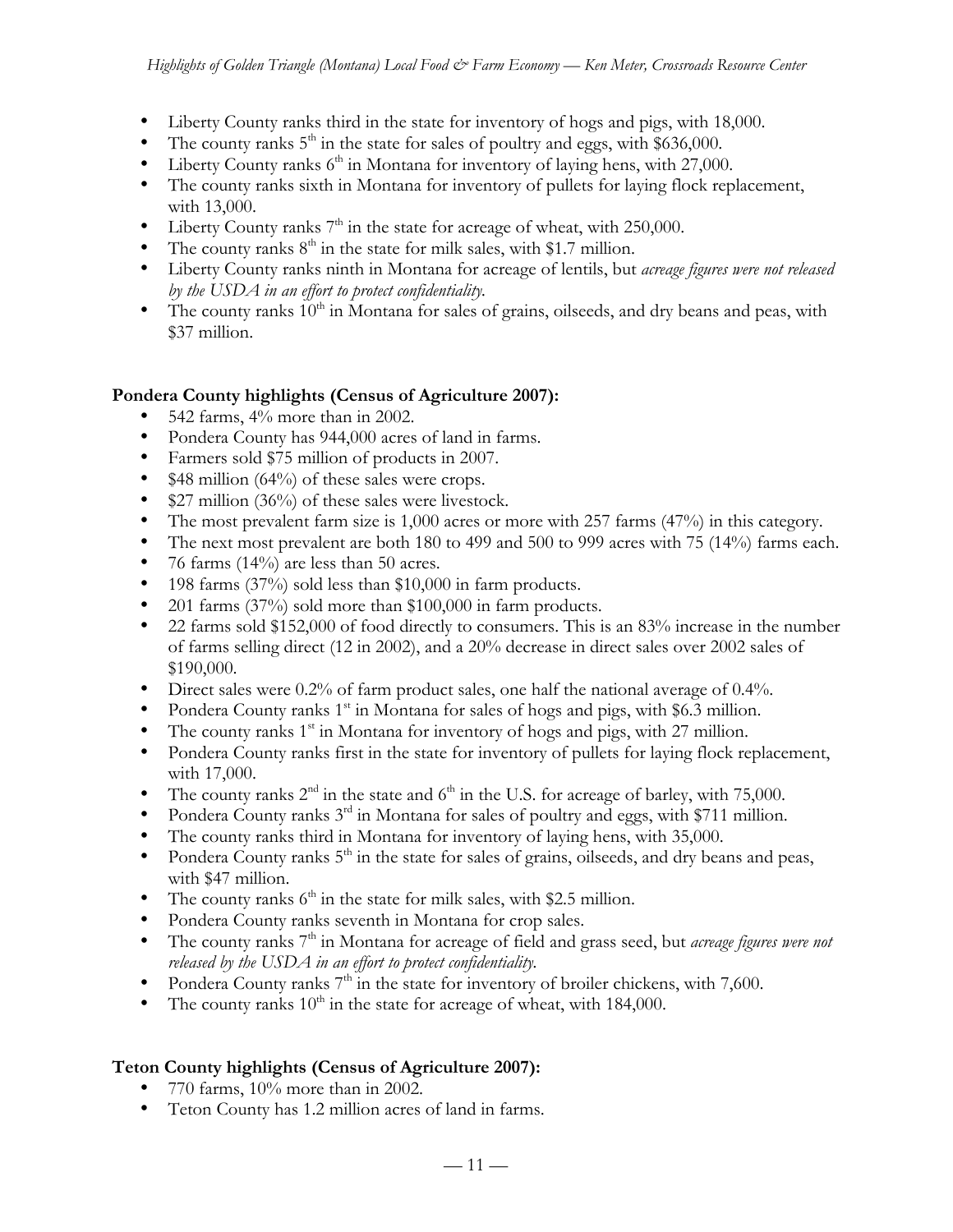- Liberty County ranks third in the state for inventory of hogs and pigs, with 18,000.
- The county ranks 5th in the state for sales of poultry and eggs, with $636,000.
- Liberty County ranks 6th in Montana for inventory of laying hens, with 27,000.
- The county ranks sixth in Montana for inventory of pullets for laying flock replacement, with 13,000.
- Liberty County ranks 7th in the state for acreage of wheat, with 250,000.
- The county ranks 8th in the state for milk sales, with $1.7 million.
- Liberty County ranks ninth in Montana for acreage of lentils, but *acreage figures were not released by the USDA in an effort to protect confidentiality.*
- The county ranks 10th in Montana for sales of grains, oilseeds, and dry beans and peas, with $37 million.

**Pondera County highlights (Census of Agriculture 2007):**

- 542 farms, 4% more than in 2002.
- Pondera County has 944,000 acres of land in farms.
- Farmers sold $75 million of products in 2007.
- $48 million (64%) of these sales were crops.
- $27 million (36%) of these sales were livestock.
- The most prevalent farm size is 1,000 acres or more with 257 farms (47%) in this category.
- The next most prevalent are both 180 to 499 and 500 to 999 acres with 75 (14%) farms each.
- 76 farms (14%) are less than 50 acres.
- 198 farms (37%) sold less than $10,000 in farm products.
- 201 farms (37%) sold more than $100,000 in farm products.
- 22 farms sold $152,000 of food directly to consumers. This is an 83% increase in the number of farms selling direct (12 in 2002), and a 20% decrease in direct sales over 2002 sales of $190,000.
- Direct sales were 0.2% of farm product sales, one half the national average of 0.4%.
- Pondera County ranks 1st in Montana for sales of hogs and pigs, with $6.3 million.
- The county ranks 1st in Montana for inventory of hogs and pigs, with 27 million.
- Pondera County ranks first in the state for inventory of pullets for laying flock replacement, with 17,000.
- The county ranks 2nd in the state and 6th in the U.S. for acreage of barley, with 75,000.
- Pondera County ranks 3rd in Montana for sales of poultry and eggs, with $711 million.
- The county ranks third in Montana for inventory of laying hens, with 35,000.
- Pondera County ranks 5th in the state for sales of grains, oilseeds, and dry beans and peas, with $47 million.
- The county ranks 6th in the state for milk sales, with $2.5 million.
- Pondera County ranks seventh in Montana for crop sales.
- The county ranks 7th in Montana for acreage of field and grass seed, but *acreage figures were not released by the USDA in an effort to protect confidentiality.*
- Pondera County ranks 7th in the state for inventory of broiler chickens, with 7,600.
- The county ranks 10th in the state for acreage of wheat, with 184,000.

**Teton County highlights (Census of Agriculture 2007):**

- 770 farms, 10% more than in 2002.
- Teton County has 1.2 million acres of land in farms.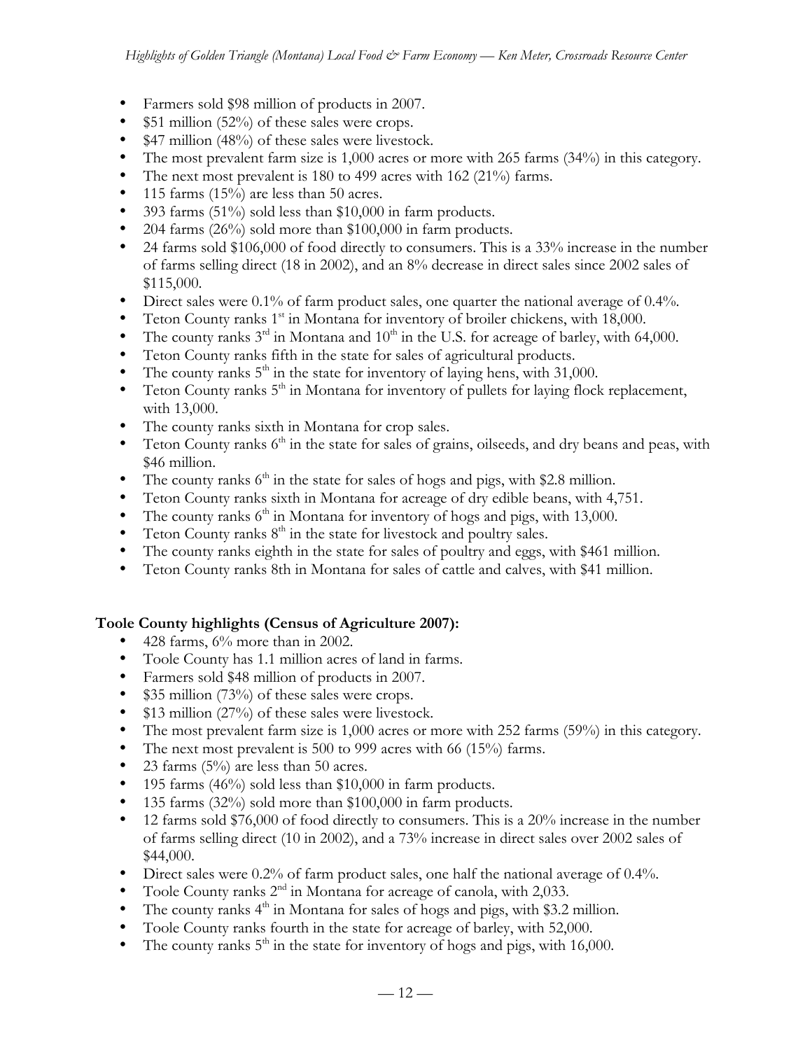- Farmers sold \$98 million of products in 2007.
- \$51 million (52%) of these sales were crops.
- \$47 million (48%) of these sales were livestock.
- The most prevalent farm size is 1,000 acres or more with 265 farms (34%) in this category.
- The next most prevalent is 180 to 499 acres with 162 (21%) farms.
- 115 farms (15%) are less than 50 acres.
- 393 farms (51%) sold less than \$10,000 in farm products.
- 204 farms (26%) sold more than \$100,000 in farm products.
- 24 farms sold \$106,000 of food directly to consumers. This is a 33% increase in the number of farms selling direct (18 in 2002), and an 8% decrease in direct sales since 2002 sales of \$115,000.
- Direct sales were 0.1% of farm product sales, one quarter the national average of 0.4%.
- Teton County ranks 1st in Montana for inventory of broiler chickens, with 18,000.
- The county ranks 3rd in Montana and 10th in the U.S. for acreage of barley, with 64,000.
- Teton County ranks fifth in the state for sales of agricultural products.
- The county ranks 5th in the state for inventory of laying hens, with 31,000.
- Teton County ranks 5th in Montana for inventory of pullets for laying flock replacement, with 13,000.
- The county ranks sixth in Montana for crop sales.
- Teton County ranks 6th in the state for sales of grains, oilseeds, and dry beans and peas, with \$46 million.
- The county ranks 6th in the state for sales of hogs and pigs, with \$2.8 million.
- Teton County ranks sixth in Montana for acreage of dry edible beans, with 4,751.
- The county ranks 6th in Montana for inventory of hogs and pigs, with 13,000.
- Teton County ranks 8th in the state for livestock and poultry sales.
- The county ranks eighth in the state for sales of poultry and eggs, with \$461 million.
- Teton County ranks 8th in Montana for sales of cattle and calves, with \$41 million.

**Toole County highlights (Census of Agriculture 2007):**

- 428 farms, 6% more than in 2002.
- Toole County has 1.1 million acres of land in farms.
- Farmers sold \$48 million of products in 2007.
- \$35 million (73%) of these sales were crops.
- \$13 million (27%) of these sales were livestock.
- The most prevalent farm size is 1,000 acres or more with 252 farms (59%) in this category.
- The next most prevalent is 500 to 999 acres with 66 (15%) farms.
- 23 farms (5%) are less than 50 acres.
- 195 farms (46%) sold less than \$10,000 in farm products.
- 135 farms (32%) sold more than \$100,000 in farm products.
- 12 farms sold \$76,000 of food directly to consumers. This is a 20% increase in the number of farms selling direct (10 in 2002), and a 73% increase in direct sales over 2002 sales of \$44,000.
- Direct sales were 0.2% of farm product sales, one half the national average of 0.4%.
- Toole County ranks 2nd in Montana for acreage of canola, with 2,033.
- The county ranks 4th in Montana for sales of hogs and pigs, with \$3.2 million.
- Toole County ranks fourth in the state for acreage of barley, with 52,000.
- The county ranks 5th in the state for inventory of hogs and pigs, with 16,000.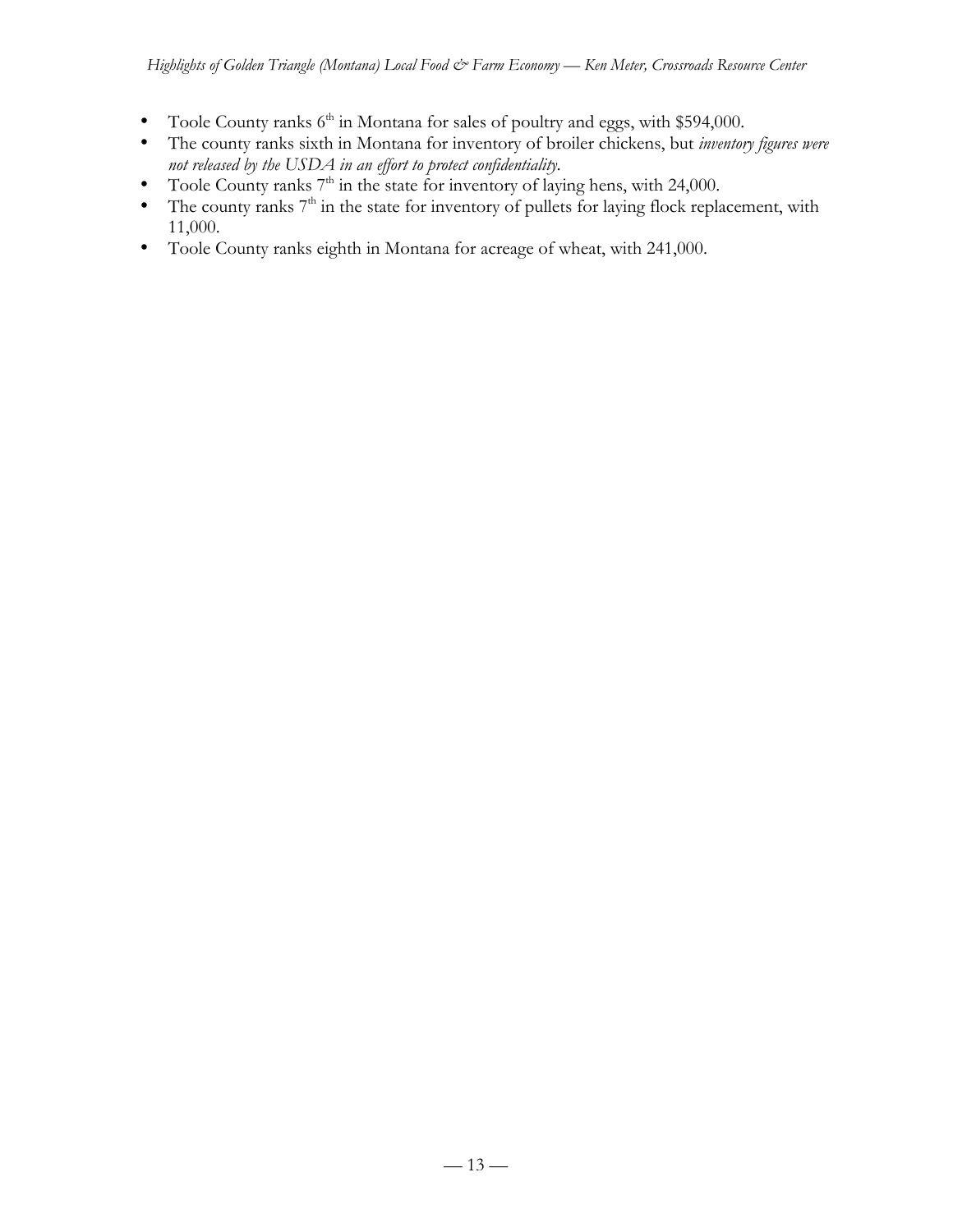- Toole County ranks 6th in Montana for sales of poultry and eggs, with $594,000.
- The county ranks sixth in Montana for inventory of broiler chickens, but *inventory figures were not released by the USDA in an effort to protect confidentiality*.
- Toole County ranks 7th in the state for inventory of laying hens, with 24,000.
- The county ranks 7th in the state for inventory of pullets for laying flock replacement, with 11,000.
- Toole County ranks eighth in Montana for acreage of wheat, with 241,000.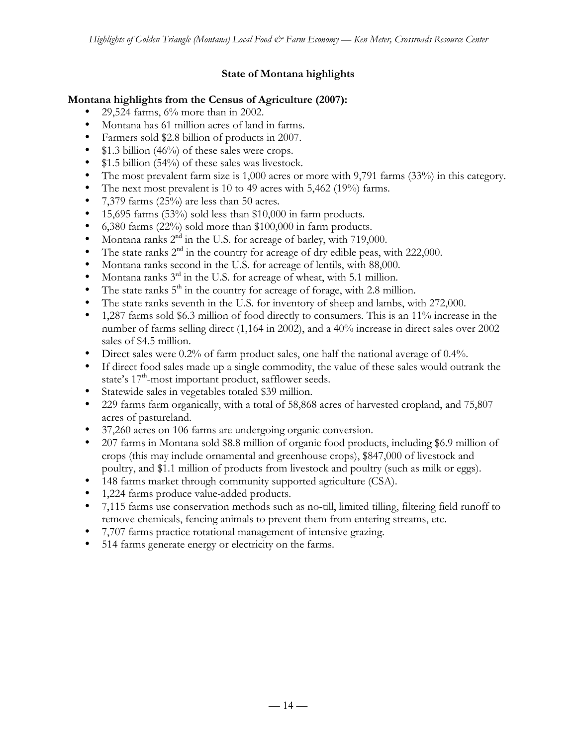## State of Montana highlights

### Montana highlights from the Census of Agriculture (2007):

- 29,524 farms, 6% more than in 2002.
- Montana has 61 million acres of land in farms.
- Farmers sold $2.8 billion of products in 2007.
- $1.3 billion (46%) of these sales were crops.
- $1.5 billion (54%) of these sales was livestock.
- The most prevalent farm size is 1,000 acres or more with 9,791 farms (33%) in this category.
- The next most prevalent is 10 to 49 acres with 5,462 (19%) farms.
- 7,379 farms (25%) are less than 50 acres.
- 15,695 farms (53%) sold less than $10,000 in farm products.
- 6,380 farms (22%) sold more than $100,000 in farm products.
- Montana ranks 2nd in the U.S. for acreage of barley, with 719,000.
- The state ranks 2nd in the country for acreage of dry edible peas, with 222,000.
- Montana ranks second in the U.S. for acreage of lentils, with 88,000.
- Montana ranks 3rd in the U.S. for acreage of wheat, with 5.1 million.
- The state ranks 5th in the country for acreage of forage, with 2.8 million.
- The state ranks seventh in the U.S. for inventory of sheep and lambs, with 272,000.
- 1,287 farms sold $6.3 million of food directly to consumers. This is an 11% increase in the number of farms selling direct (1,164 in 2002), and a 40% increase in direct sales over 2002 sales of $4.5 million.
- Direct sales were 0.2% of farm product sales, one half the national average of 0.4%.
- If direct food sales made up a single commodity, the value of these sales would outrank the state's 17th-most important product, safflower seeds.
- Statewide sales in vegetables totaled $39 million.
- 229 farms farm organically, with a total of 58,868 acres of harvested cropland, and 75,807 acres of pastureland.
- 37,260 acres on 106 farms are undergoing organic conversion.
- 207 farms in Montana sold $8.8 million of organic food products, including $6.9 million of crops (this may include ornamental and greenhouse crops), $847,000 of livestock and poultry, and $1.1 million of products from livestock and poultry (such as milk or eggs).
- 148 farms market through community supported agriculture (CSA).
- 1,224 farms produce value-added products.
- 7,115 farms use conservation methods such as no-till, limited tilling, filtering field runoff to remove chemicals, fencing animals to prevent them from entering streams, etc.
- 7,707 farms practice rotational management of intensive grazing.
- 514 farms generate energy or electricity on the farms.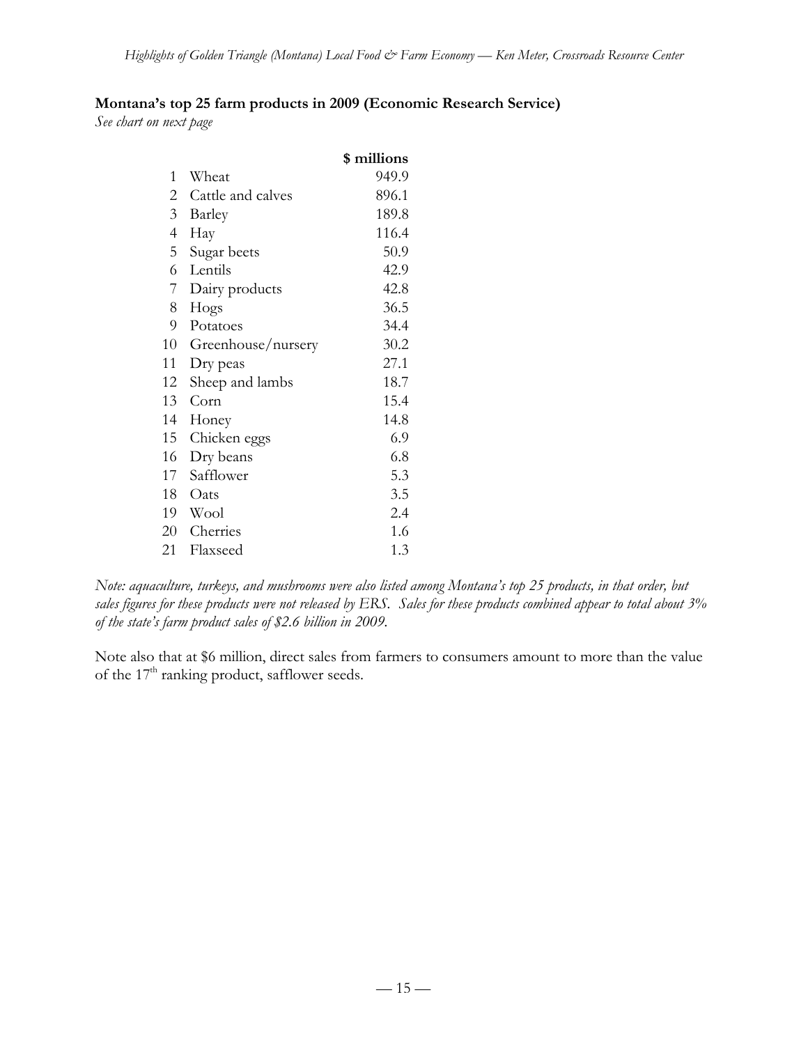**Montana's top 25 farm products in 2009 (Economic Research Service)**
*See chart on next page*

| | | $ millions |
|---|---|---|
| 1 | Wheat | 949.9 |
| 2 | Cattle and calves | 896.1 |
| 3 | Barley | 189.8 |
| 4 | Hay | 116.4 |
| 5 | Sugar beets | 50.9 |
| 6 | Lentils | 42.9 |
| 7 | Dairy products | 42.8 |
| 8 | Hogs | 36.5 |
| 9 | Potatoes | 34.4 |
| 10 | Greenhouse/nursery | 30.2 |
| 11 | Dry peas | 27.1 |
| 12 | Sheep and lambs | 18.7 |
| 13 | Corn | 15.4 |
| 14 | Honey | 14.8 |
| 15 | Chicken eggs | 6.9 |
| 16 | Dry beans | 6.8 |
| 17 | Safflower | 5.3 |
| 18 | Oats | 3.5 |
| 19 | Wool | 2.4 |
| 20 | Cherries | 1.6 |
| 21 | Flaxseed | 1.3 |

*Note: aquaculture, turkeys, and mushrooms were also listed among Montana's top 25 products, in that order, but sales figures for these products were not released by ERS. Sales for these products combined appear to total about 3% of the state's farm product sales of $2.6 billion in 2009.*

Note also that at $6 million, direct sales from farmers to consumers amount to more than the value of the 17th ranking product, safflower seeds.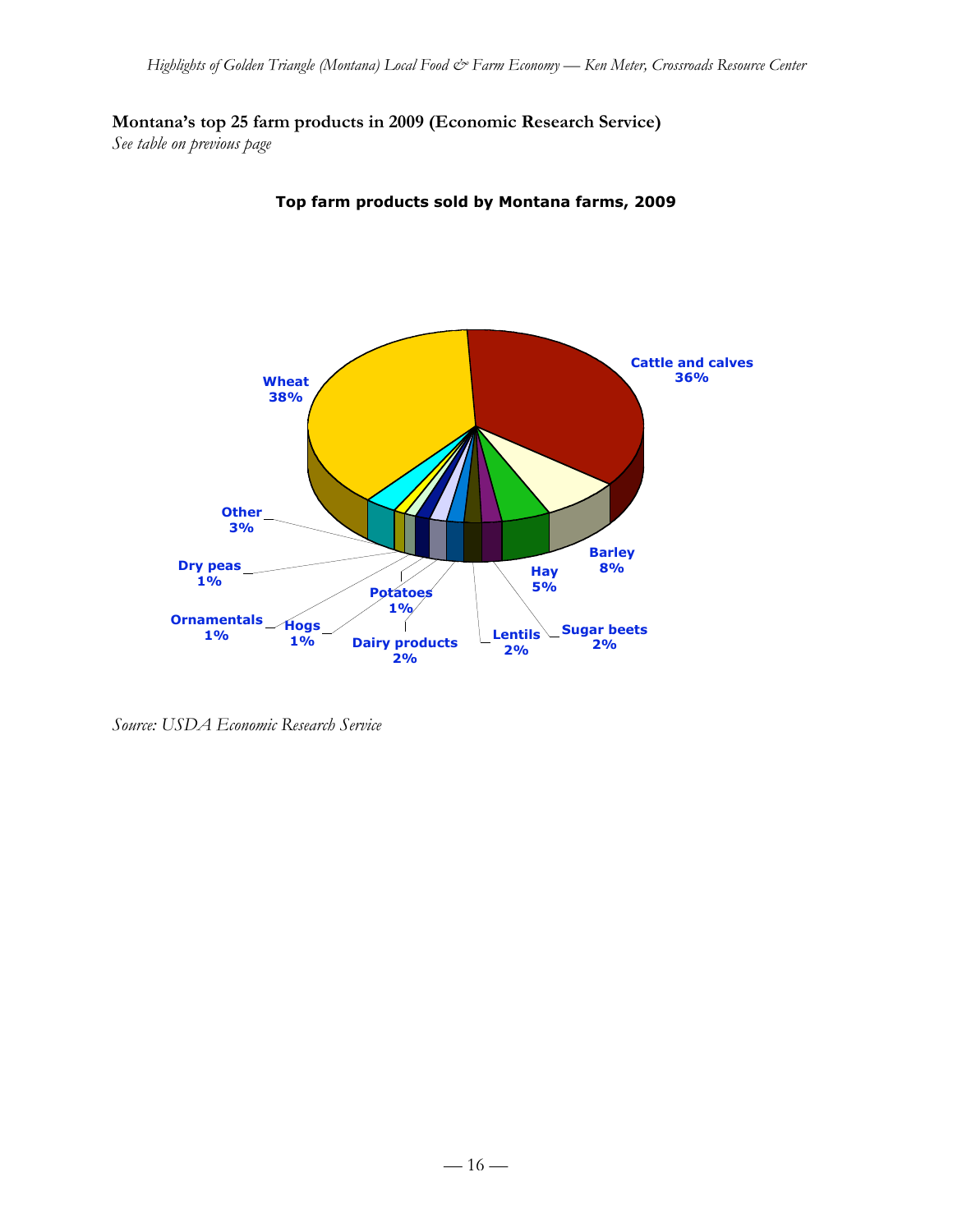**Montana's top 25 farm products in 2009 (Economic Research Service)**

*See table on previous page*

**Top farm products sold by Montana farms, 2009**

Wheat 38%
Cattle and calves 36%
Barley 8%
Hay 5%
Sugar beets 2%
Lentils 2%
Dairy products 2%
Potatoes 1%
Hogs 1%
Ornamentals 1%
Dry peas 1%
Other 3%

*Source: USDA Economic Research Service*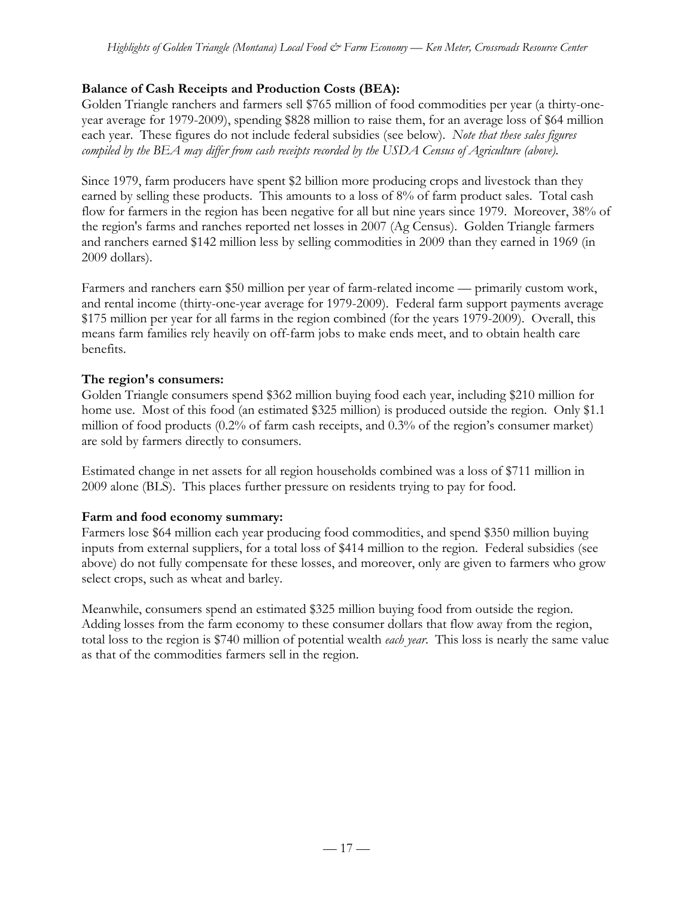**Balance of Cash Receipts and Production Costs (BEA):**

Golden Triangle ranchers and farmers sell $765 million of food commodities per year (a thirty-one-year average for 1979-2009), spending $828 million to raise them, for an average loss of $64 million each year. These figures do not include federal subsidies (see below). *Note that these sales figures compiled by the BEA may differ from cash receipts recorded by the USDA Census of Agriculture (above).*

Since 1979, farm producers have spent $2 billion more producing crops and livestock than they earned by selling these products. This amounts to a loss of 8% of farm product sales. Total cash flow for farmers in the region has been negative for all but nine years since 1979. Moreover, 38% of the region's farms and ranches reported net losses in 2007 (Ag Census). Golden Triangle farmers and ranchers earned $142 million less by selling commodities in 2009 than they earned in 1969 (in 2009 dollars).

Farmers and ranchers earn $50 million per year of farm-related income — primarily custom work, and rental income (thirty-one-year average for 1979-2009). Federal farm support payments average $175 million per year for all farms in the region combined (for the years 1979-2009). Overall, this means farm families rely heavily on off-farm jobs to make ends meet, and to obtain health care benefits.

**The region's consumers:**

Golden Triangle consumers spend $362 million buying food each year, including $210 million for home use. Most of this food (an estimated $325 million) is produced outside the region. Only $1.1 million of food products (0.2% of farm cash receipts, and 0.3% of the region's consumer market) are sold by farmers directly to consumers.

Estimated change in net assets for all region households combined was a loss of $711 million in 2009 alone (BLS). This places further pressure on residents trying to pay for food.

**Farm and food economy summary:**

Farmers lose $64 million each year producing food commodities, and spend $350 million buying inputs from external suppliers, for a total loss of $414 million to the region. Federal subsidies (see above) do not fully compensate for these losses, and moreover, only are given to farmers who grow select crops, such as wheat and barley.

Meanwhile, consumers spend an estimated $325 million buying food from outside the region. Adding losses from the farm economy to these consumer dollars that flow away from the region, total loss to the region is $740 million of potential wealth *each year*. This loss is nearly the same value as that of the commodities farmers sell in the region.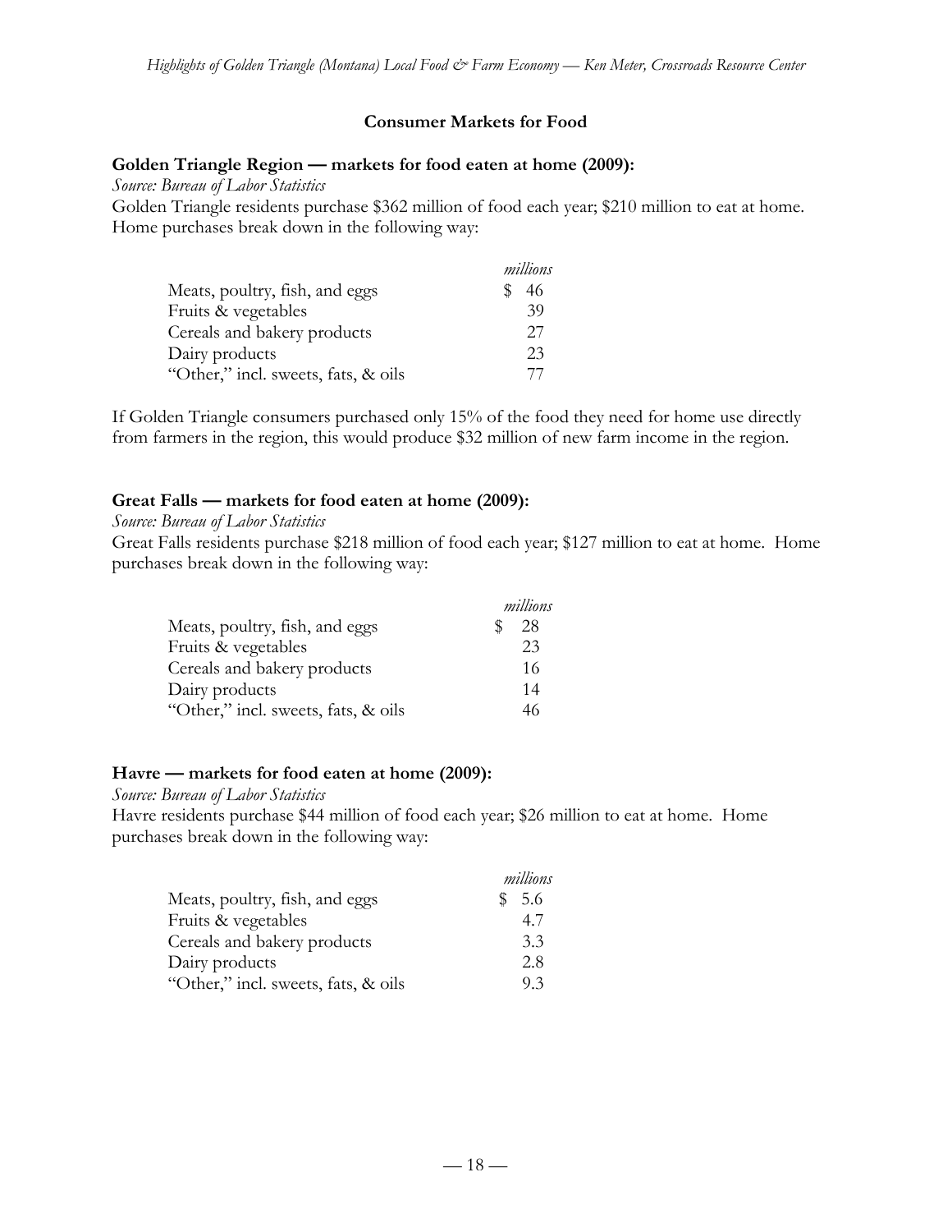## Consumer Markets for Food

**Golden Triangle Region — markets for food eaten at home (2009):**

*Source: Bureau of Labor Statistics*

Golden Triangle residents purchase $362 million of food each year; $210 million to eat at home. Home purchases break down in the following way:

| | *millions* |
|---|---|
| Meats, poultry, fish, and eggs | $ 46 |
| Fruits & vegetables | 39 |
| Cereals and bakery products | 27 |
| Dairy products | 23 |
| "Other," incl. sweets, fats, & oils | 77 |

If Golden Triangle consumers purchased only 15% of the food they need for home use directly from farmers in the region, this would produce $32 million of new farm income in the region.

**Great Falls — markets for food eaten at home (2009):**

*Source: Bureau of Labor Statistics*

Great Falls residents purchase $218 million of food each year; $127 million to eat at home. Home purchases break down in the following way:

| | *millions* |
|---|---|
| Meats, poultry, fish, and eggs | $ 28 |
| Fruits & vegetables | 23 |
| Cereals and bakery products | 16 |
| Dairy products | 14 |
| "Other," incl. sweets, fats, & oils | 46 |

**Havre — markets for food eaten at home (2009):**

*Source: Bureau of Labor Statistics*

Havre residents purchase $44 million of food each year; $26 million to eat at home. Home purchases break down in the following way:

| | *millions* |
|---|---|
| Meats, poultry, fish, and eggs | $ 5.6 |
| Fruits & vegetables | 4.7 |
| Cereals and bakery products | 3.3 |
| Dairy products | 2.8 |
| "Other," incl. sweets, fats, & oils | 9.3 |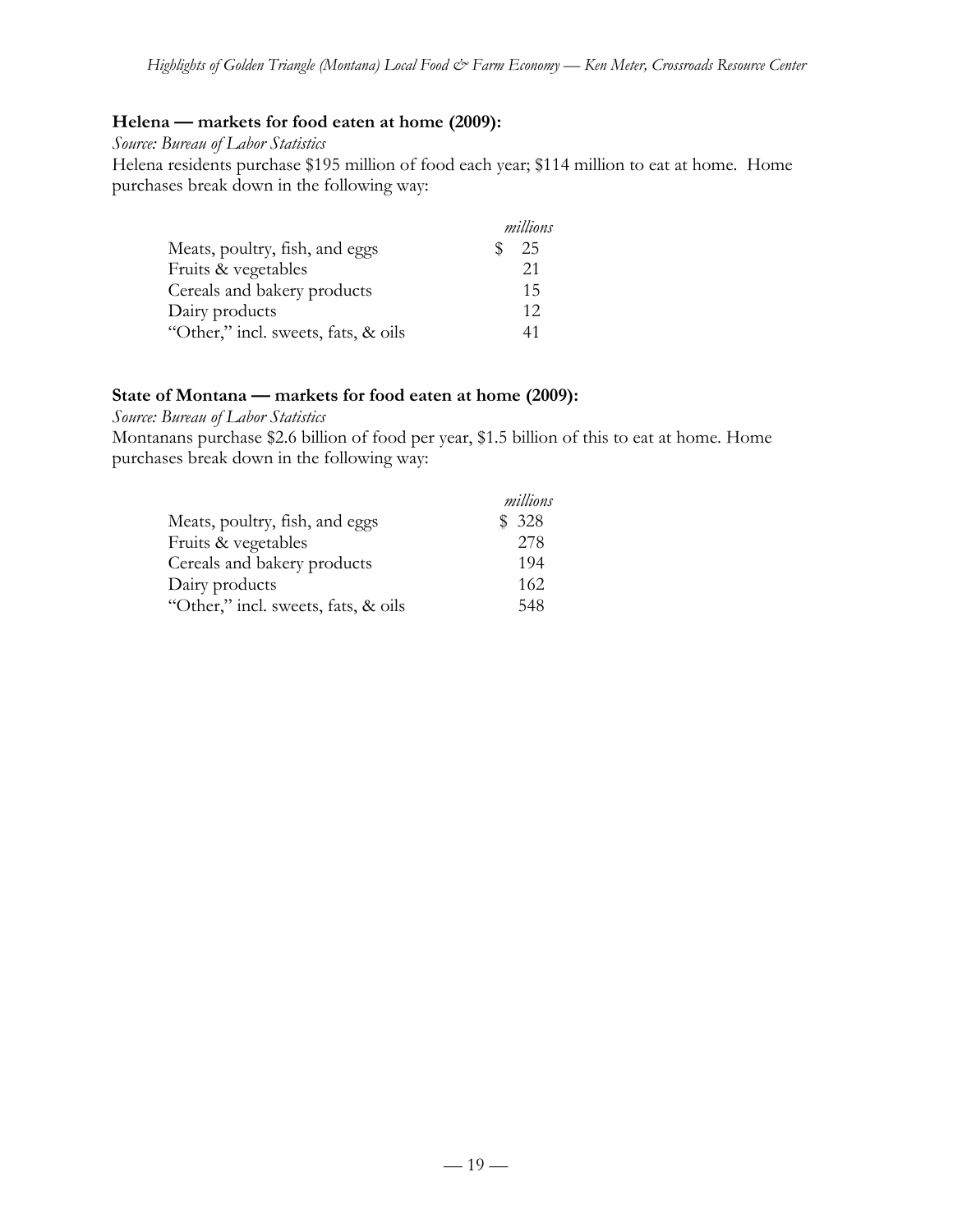**Helena — markets for food eaten at home (2009):**

*Source: Bureau of Labor Statistics*

Helena residents purchase $195 million of food each year; $114 million to eat at home. Home purchases break down in the following way:

| | *millions* |
|---|---|
| Meats, poultry, fish, and eggs | $ 25 |
| Fruits & vegetables | 21 |
| Cereals and bakery products | 15 |
| Dairy products | 12 |
| "Other," incl. sweets, fats, & oils | 41 |

**State of Montana — markets for food eaten at home (2009):**

*Source: Bureau of Labor Statistics*

Montanans purchase $2.6 billion of food per year, $1.5 billion of this to eat at home. Home purchases break down in the following way:

| | *millions* |
|---|---|
| Meats, poultry, fish, and eggs | $ 328 |
| Fruits & vegetables | 278 |
| Cereals and bakery products | 194 |
| Dairy products | 162 |
| "Other," incl. sweets, fats, & oils | 548 |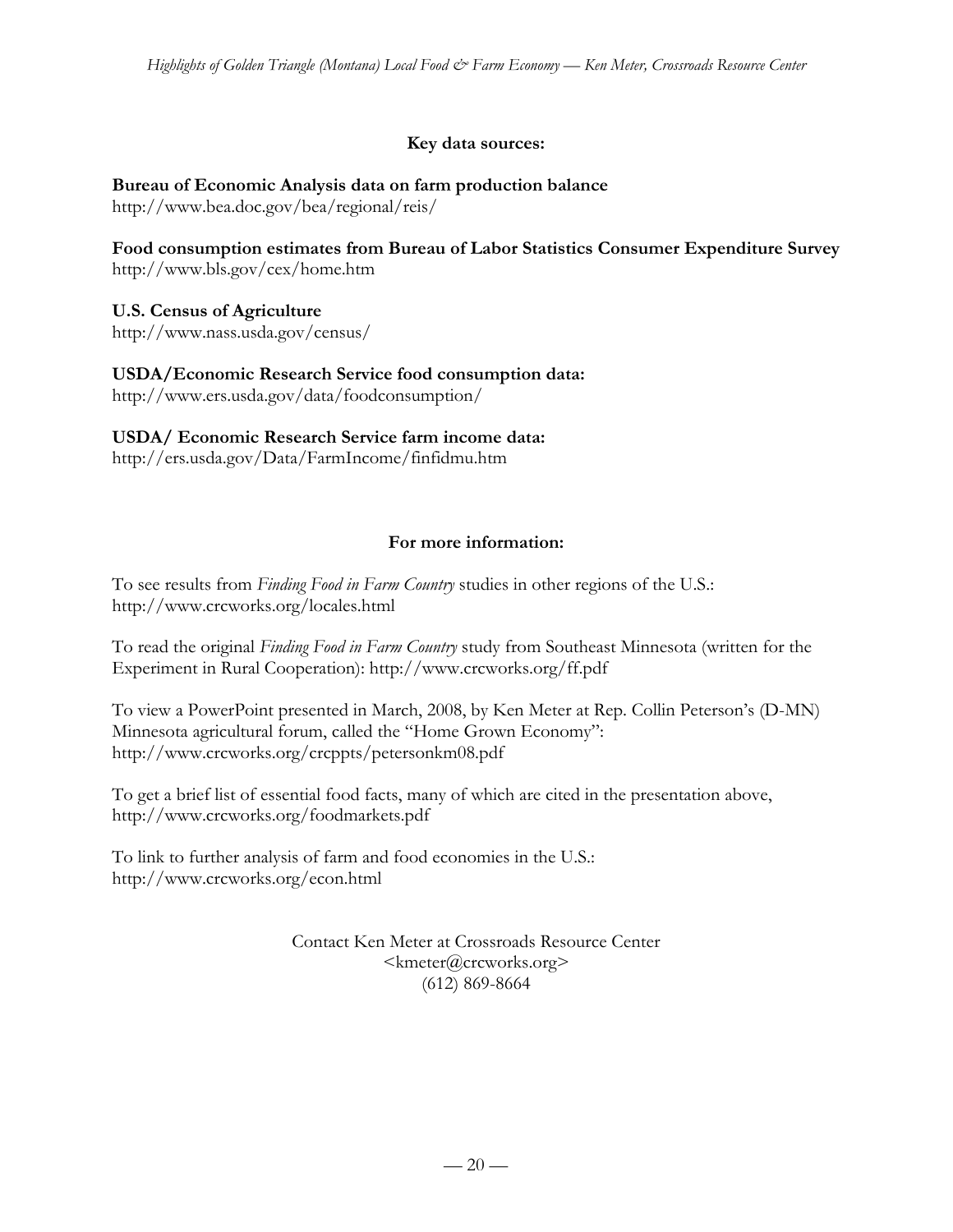## Key data sources:

**Bureau of Economic Analysis data on farm production balance**
http://www.bea.doc.gov/bea/regional/reis/

**Food consumption estimates from Bureau of Labor Statistics Consumer Expenditure Survey**
http://www.bls.gov/cex/home.htm

**U.S. Census of Agriculture**
http://www.nass.usda.gov/census/

**USDA/Economic Research Service food consumption data:**
http://www.ers.usda.gov/data/foodconsumption/

**USDA/ Economic Research Service farm income data:**
http://ers.usda.gov/Data/FarmIncome/finfidmu.htm

## For more information:

To see results from *Finding Food in Farm Country* studies in other regions of the U.S.:
http://www.crcworks.org/locales.html

To read the original *Finding Food in Farm Country* study from Southeast Minnesota (written for the Experiment in Rural Cooperation): http://www.crcworks.org/ff.pdf

To view a PowerPoint presented in March, 2008, by Ken Meter at Rep. Collin Peterson's (D-MN) Minnesota agricultural forum, called the "Home Grown Economy":
http://www.crcworks.org/crcppts/petersonkm08.pdf

To get a brief list of essential food facts, many of which are cited in the presentation above,
http://www.crcworks.org/foodmarkets.pdf

To link to further analysis of farm and food economies in the U.S.:
http://www.crcworks.org/econ.html

Contact Ken Meter at Crossroads Resource Center
<kmeter@crcworks.org>
(612) 869-8664